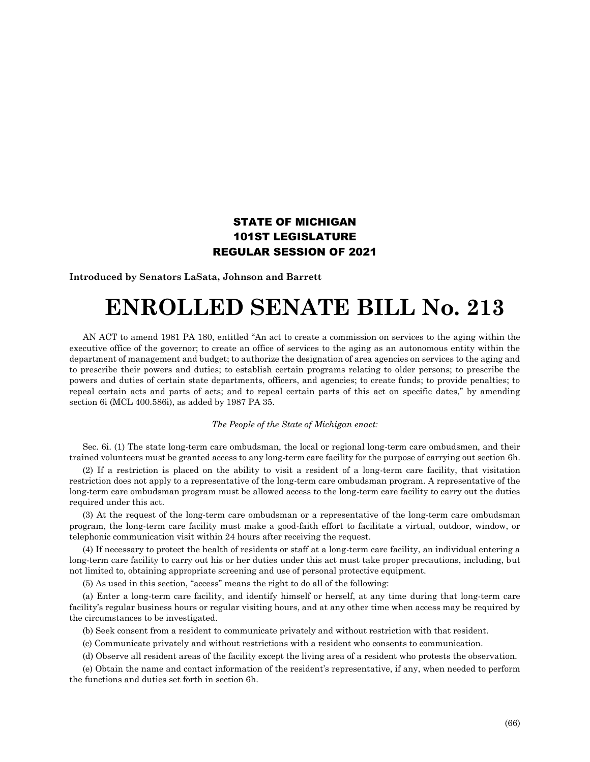**STATE OF MICHIGAN**
**101ST LEGISLATURE**
**REGULAR SESSION OF 2021**

**Introduced by Senators LaSata, Johnson and Barrett**

# ENROLLED SENATE BILL No. 213

AN ACT to amend 1981 PA 180, entitled "An act to create a commission on services to the aging within the executive office of the governor; to create an office of services to the aging as an autonomous entity within the department of management and budget; to authorize the designation of area agencies on services to the aging and to prescribe their powers and duties; to establish certain programs relating to older persons; to prescribe the powers and duties of certain state departments, officers, and agencies; to create funds; to provide penalties; to repeal certain acts and parts of acts; and to repeal certain parts of this act on specific dates," by amending section 6i (MCL 400.586i), as added by 1987 PA 35.

*The People of the State of Michigan enact:*

Sec. 6i. (1) The state long-term care ombudsman, the local or regional long-term care ombudsmen, and their trained volunteers must be granted access to any long-term care facility for the purpose of carrying out section 6h.

(2) If a restriction is placed on the ability to visit a resident of a long-term care facility, that visitation restriction does not apply to a representative of the long-term care ombudsman program. A representative of the long-term care ombudsman program must be allowed access to the long-term care facility to carry out the duties required under this act.

(3) At the request of the long-term care ombudsman or a representative of the long-term care ombudsman program, the long-term care facility must make a good-faith effort to facilitate a virtual, outdoor, window, or telephonic communication visit within 24 hours after receiving the request.

(4) If necessary to protect the health of residents or staff at a long-term care facility, an individual entering a long-term care facility to carry out his or her duties under this act must take proper precautions, including, but not limited to, obtaining appropriate screening and use of personal protective equipment.

(5) As used in this section, "access" means the right to do all of the following:

(a) Enter a long-term care facility, and identify himself or herself, at any time during that long-term care facility's regular business hours or regular visiting hours, and at any other time when access may be required by the circumstances to be investigated.

(b) Seek consent from a resident to communicate privately and without restriction with that resident.

(c) Communicate privately and without restrictions with a resident who consents to communication.

(d) Observe all resident areas of the facility except the living area of a resident who protests the observation.

(e) Obtain the name and contact information of the resident's representative, if any, when needed to perform the functions and duties set forth in section 6h.

(66)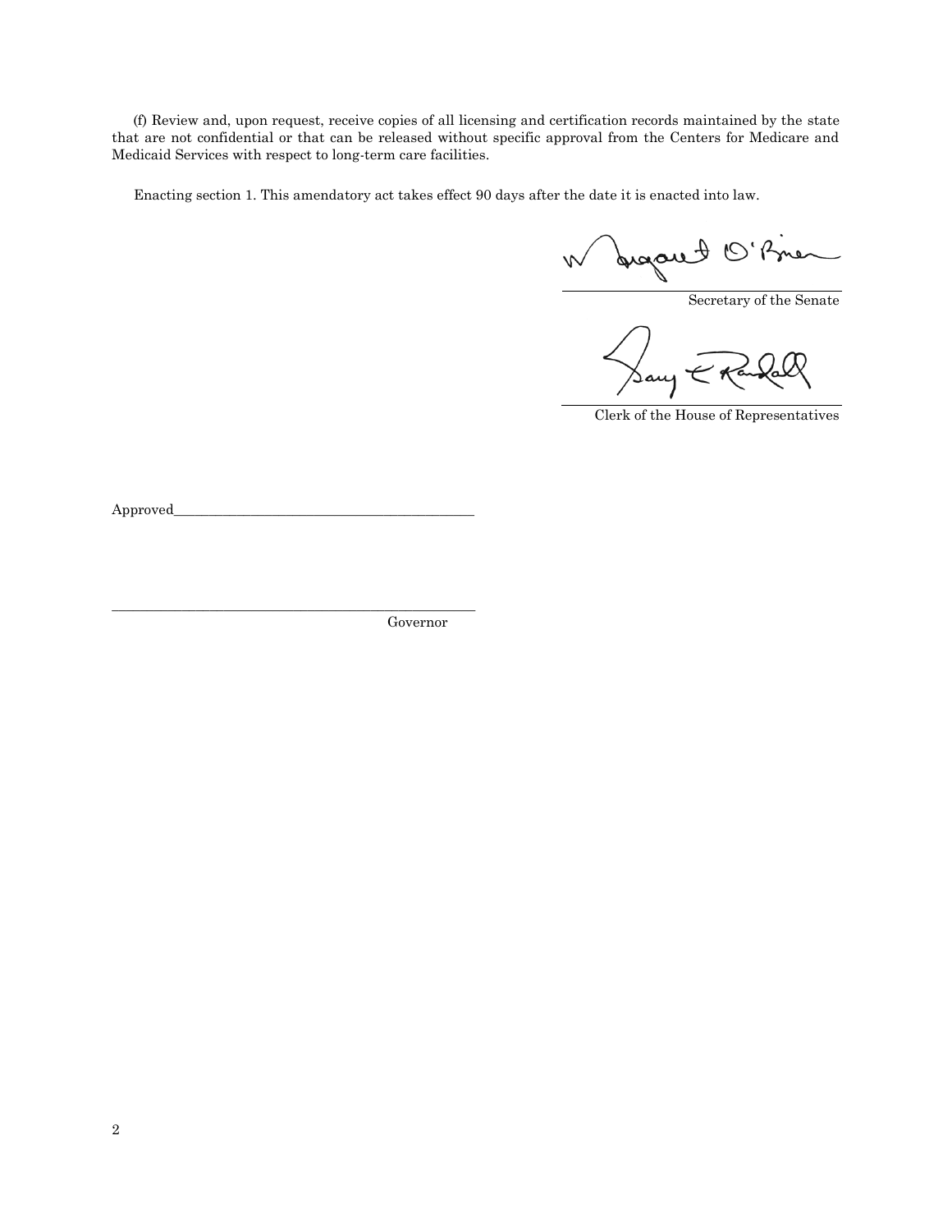(f) Review and, upon request, receive copies of all licensing and certification records maintained by the state that are not confidential or that can be released without specific approval from the Centers for Medicare and Medicaid Services with respect to long-term care facilities.

Enacting section 1. This amendatory act takes effect 90 days after the date it is enacted into law.

Secretary of the Senate

Clerk of the House of Representatives

Approved\_\_\_\_\_\_\_\_\_\_\_\_\_\_\_\_\_\_\_\_\_\_\_\_\_\_\_\_\_\_\_\_\_\_\_\_\_\_\_\_\_\_\_\_

\_\_\_\_\_\_\_\_\_\_\_\_\_\_\_\_\_\_\_\_\_\_\_\_\_\_\_\_\_\_\_\_\_\_\_\_\_\_\_\_\_\_\_\_\_\_\_\_\_\_\_\_\_\_

Governor